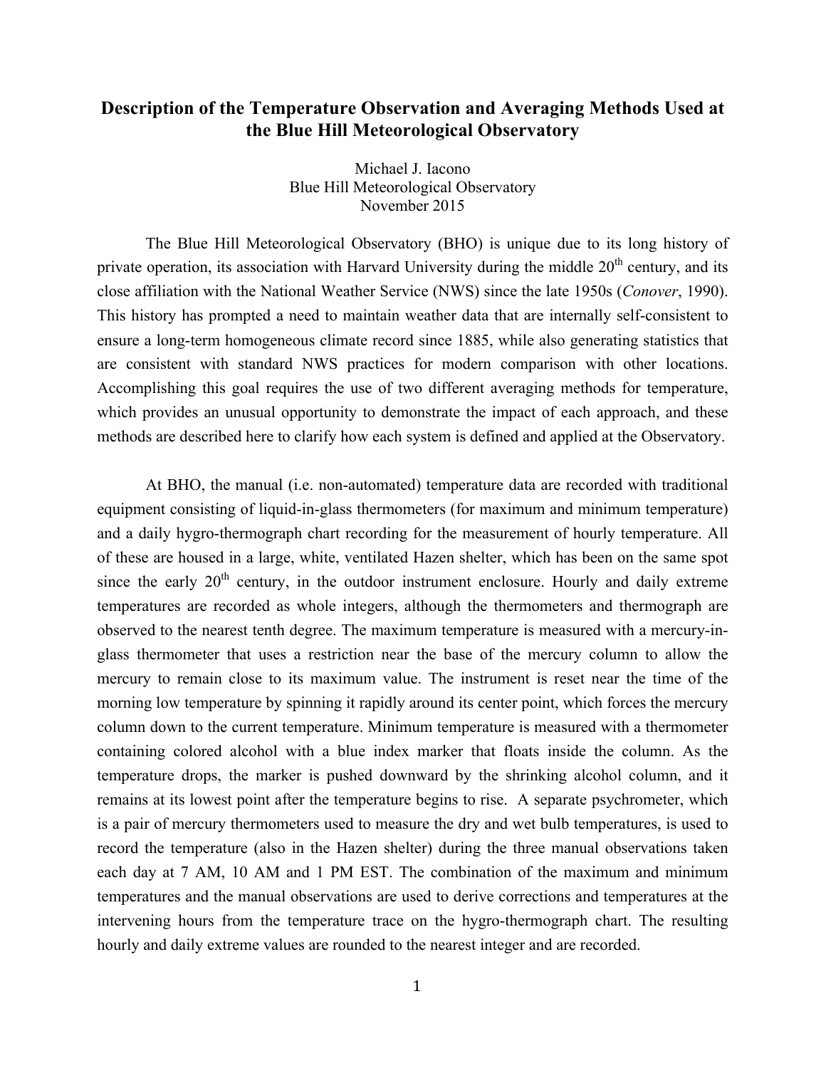# Description of the Temperature Observation and Averaging Methods Used at the Blue Hill Meteorological Observatory

Michael J. Iacono
Blue Hill Meteorological Observatory
November 2015

The Blue Hill Meteorological Observatory (BHO) is unique due to its long history of private operation, its association with Harvard University during the middle 20th century, and its close affiliation with the National Weather Service (NWS) since the late 1950s (*Conover*, 1990). This history has prompted a need to maintain weather data that are internally self-consistent to ensure a long-term homogeneous climate record since 1885, while also generating statistics that are consistent with standard NWS practices for modern comparison with other locations. Accomplishing this goal requires the use of two different averaging methods for temperature, which provides an unusual opportunity to demonstrate the impact of each approach, and these methods are described here to clarify how each system is defined and applied at the Observatory.

At BHO, the manual (i.e. non-automated) temperature data are recorded with traditional equipment consisting of liquid-in-glass thermometers (for maximum and minimum temperature) and a daily hygro-thermograph chart recording for the measurement of hourly temperature. All of these are housed in a large, white, ventilated Hazen shelter, which has been on the same spot since the early 20th century, in the outdoor instrument enclosure. Hourly and daily extreme temperatures are recorded as whole integers, although the thermometers and thermograph are observed to the nearest tenth degree. The maximum temperature is measured with a mercury-in-glass thermometer that uses a restriction near the base of the mercury column to allow the mercury to remain close to its maximum value. The instrument is reset near the time of the morning low temperature by spinning it rapidly around its center point, which forces the mercury column down to the current temperature. Minimum temperature is measured with a thermometer containing colored alcohol with a blue index marker that floats inside the column. As the temperature drops, the marker is pushed downward by the shrinking alcohol column, and it remains at its lowest point after the temperature begins to rise. A separate psychrometer, which is a pair of mercury thermometers used to measure the dry and wet bulb temperatures, is used to record the temperature (also in the Hazen shelter) during the three manual observations taken each day at 7 AM, 10 AM and 1 PM EST. The combination of the maximum and minimum temperatures and the manual observations are used to derive corrections and temperatures at the intervening hours from the temperature trace on the hygro-thermograph chart. The resulting hourly and daily extreme values are rounded to the nearest integer and are recorded.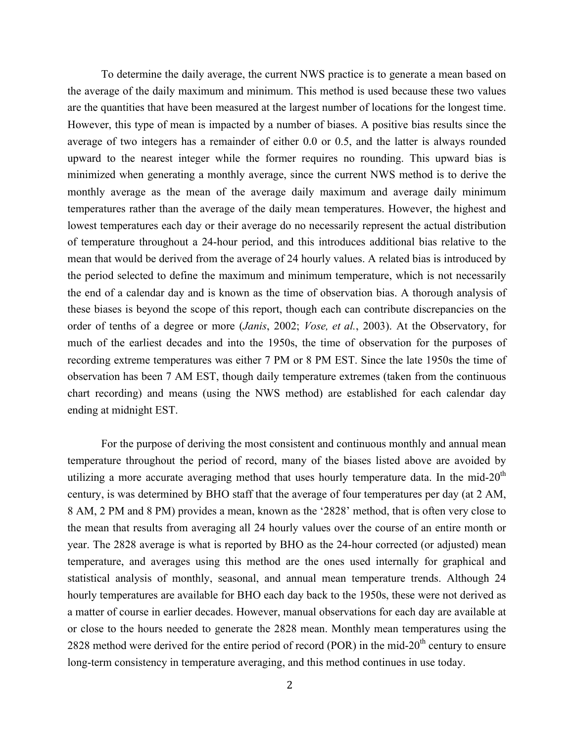To determine the daily average, the current NWS practice is to generate a mean based on the average of the daily maximum and minimum. This method is used because these two values are the quantities that have been measured at the largest number of locations for the longest time. However, this type of mean is impacted by a number of biases. A positive bias results since the average of two integers has a remainder of either 0.0 or 0.5, and the latter is always rounded upward to the nearest integer while the former requires no rounding. This upward bias is minimized when generating a monthly average, since the current NWS method is to derive the monthly average as the mean of the average daily maximum and average daily minimum temperatures rather than the average of the daily mean temperatures. However, the highest and lowest temperatures each day or their average do no necessarily represent the actual distribution of temperature throughout a 24-hour period, and this introduces additional bias relative to the mean that would be derived from the average of 24 hourly values. A related bias is introduced by the period selected to define the maximum and minimum temperature, which is not necessarily the end of a calendar day and is known as the time of observation bias. A thorough analysis of these biases is beyond the scope of this report, though each can contribute discrepancies on the order of tenths of a degree or more (*Janis*, 2002; *Vose, et al.*, 2003). At the Observatory, for much of the earliest decades and into the 1950s, the time of observation for the purposes of recording extreme temperatures was either 7 PM or 8 PM EST. Since the late 1950s the time of observation has been 7 AM EST, though daily temperature extremes (taken from the continuous chart recording) and means (using the NWS method) are established for each calendar day ending at midnight EST.

For the purpose of deriving the most consistent and continuous monthly and annual mean temperature throughout the period of record, many of the biases listed above are avoided by utilizing a more accurate averaging method that uses hourly temperature data. In the mid-20th century, is was determined by BHO staff that the average of four temperatures per day (at 2 AM, 8 AM, 2 PM and 8 PM) provides a mean, known as the '2828' method, that is often very close to the mean that results from averaging all 24 hourly values over the course of an entire month or year. The 2828 average is what is reported by BHO as the 24-hour corrected (or adjusted) mean temperature, and averages using this method are the ones used internally for graphical and statistical analysis of monthly, seasonal, and annual mean temperature trends. Although 24 hourly temperatures are available for BHO each day back to the 1950s, these were not derived as a matter of course in earlier decades. However, manual observations for each day are available at or close to the hours needed to generate the 2828 mean. Monthly mean temperatures using the 2828 method were derived for the entire period of record (POR) in the mid-20th century to ensure long-term consistency in temperature averaging, and this method continues in use today.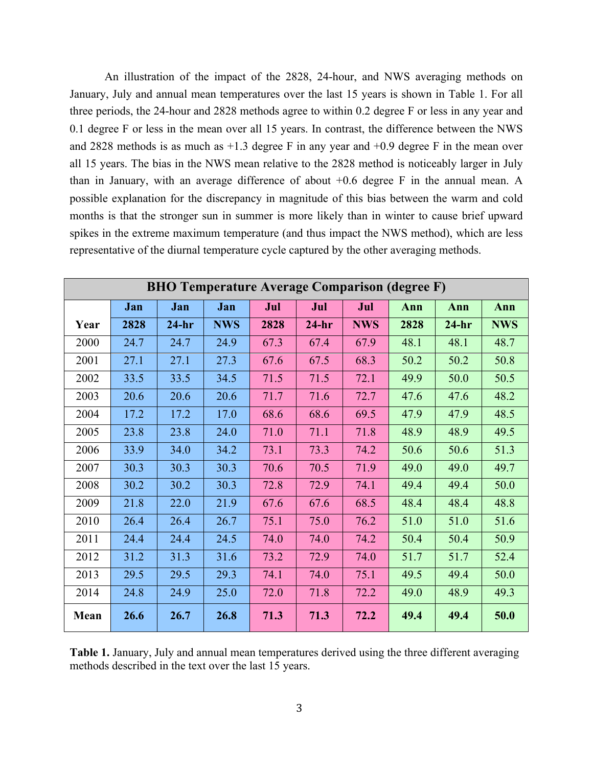An illustration of the impact of the 2828, 24-hour, and NWS averaging methods on January, July and annual mean temperatures over the last 15 years is shown in Table 1. For all three periods, the 24-hour and 2828 methods agree to within 0.2 degree F or less in any year and 0.1 degree F or less in the mean over all 15 years. In contrast, the difference between the NWS and 2828 methods is as much as +1.3 degree F in any year and +0.9 degree F in the mean over all 15 years. The bias in the NWS mean relative to the 2828 method is noticeably larger in July than in January, with an average difference of about +0.6 degree F in the annual mean. A possible explanation for the discrepancy in magnitude of this bias between the warm and cold months is that the stronger sun in summer is more likely than in winter to cause brief upward spikes in the extreme maximum temperature (and thus impact the NWS method), which are less representative of the diurnal temperature cycle captured by the other averaging methods.

**BHO Temperature Average Comparison (degree F)**

| Year | Jan 2828 | Jan 24-hr | Jan NWS | Jul 2828 | Jul 24-hr | Jul NWS | Ann 2828 | Ann 24-hr | Ann NWS |
|---|---|---|---|---|---|---|---|---|---|
| 2000 | 24.7 | 24.7 | 24.9 | 67.3 | 67.4 | 67.9 | 48.1 | 48.1 | 48.7 |
| 2001 | 27.1 | 27.1 | 27.3 | 67.6 | 67.5 | 68.3 | 50.2 | 50.2 | 50.8 |
| 2002 | 33.5 | 33.5 | 34.5 | 71.5 | 71.5 | 72.1 | 49.9 | 50.0 | 50.5 |
| 2003 | 20.6 | 20.6 | 20.6 | 71.7 | 71.6 | 72.7 | 47.6 | 47.6 | 48.2 |
| 2004 | 17.2 | 17.2 | 17.0 | 68.6 | 68.6 | 69.5 | 47.9 | 47.9 | 48.5 |
| 2005 | 23.8 | 23.8 | 24.0 | 71.0 | 71.1 | 71.8 | 48.9 | 48.9 | 49.5 |
| 2006 | 33.9 | 34.0 | 34.2 | 73.1 | 73.3 | 74.2 | 50.6 | 50.6 | 51.3 |
| 2007 | 30.3 | 30.3 | 30.3 | 70.6 | 70.5 | 71.9 | 49.0 | 49.0 | 49.7 |
| 2008 | 30.2 | 30.2 | 30.3 | 72.8 | 72.9 | 74.1 | 49.4 | 49.4 | 50.0 |
| 2009 | 21.8 | 22.0 | 21.9 | 67.6 | 67.6 | 68.5 | 48.4 | 48.4 | 48.8 |
| 2010 | 26.4 | 26.4 | 26.7 | 75.1 | 75.0 | 76.2 | 51.0 | 51.0 | 51.6 |
| 2011 | 24.4 | 24.4 | 24.5 | 74.0 | 74.0 | 74.2 | 50.4 | 50.4 | 50.9 |
| 2012 | 31.2 | 31.3 | 31.6 | 73.2 | 72.9 | 74.0 | 51.7 | 51.7 | 52.4 |
| 2013 | 29.5 | 29.5 | 29.3 | 74.1 | 74.0 | 75.1 | 49.5 | 49.4 | 50.0 |
| 2014 | 24.8 | 24.9 | 25.0 | 72.0 | 71.8 | 72.2 | 49.0 | 48.9 | 49.3 |
| **Mean** | **26.6** | **26.7** | **26.8** | **71.3** | **71.3** | **72.2** | **49.4** | **49.4** | **50.0** |

**Table 1.** January, July and annual mean temperatures derived using the three different averaging methods described in the text over the last 15 years.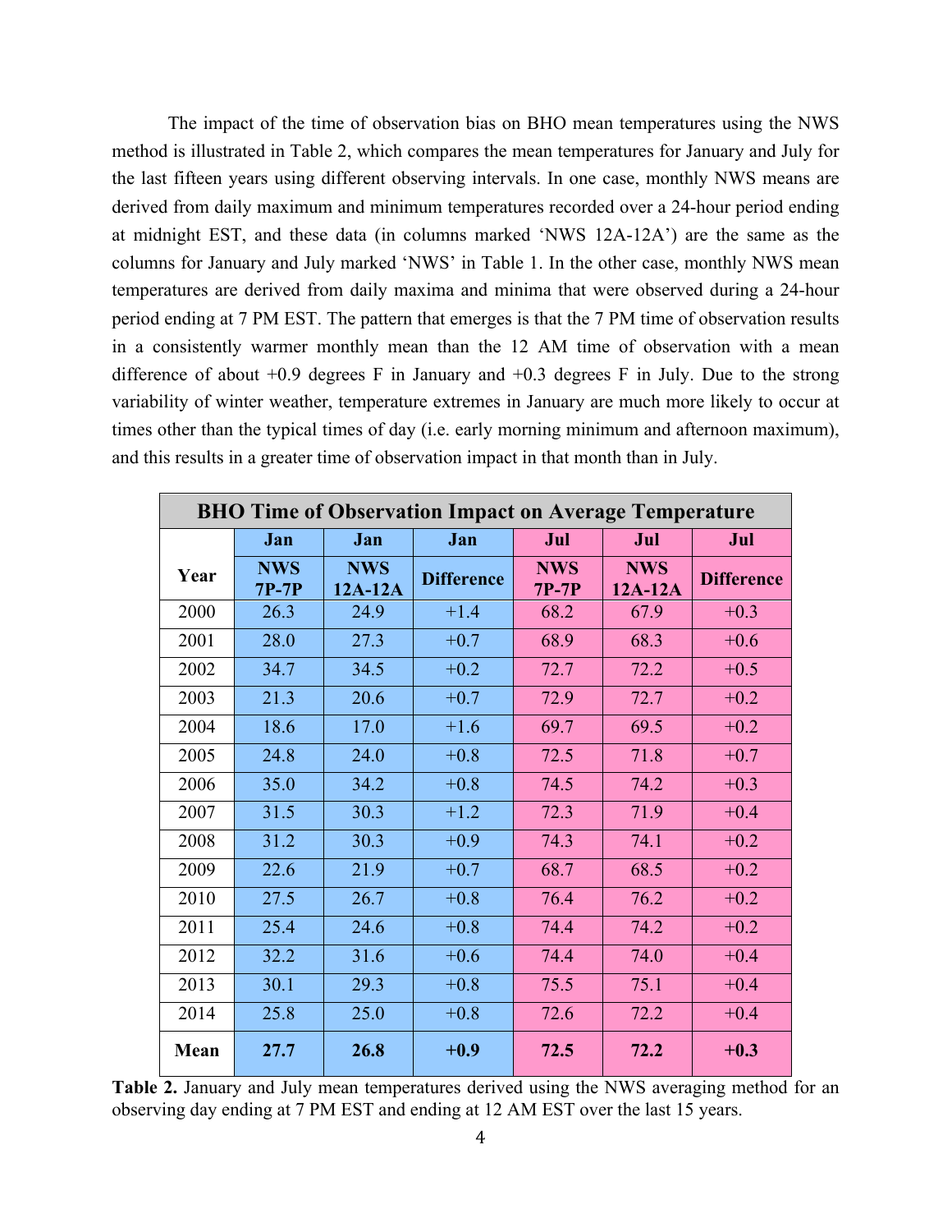The impact of the time of observation bias on BHO mean temperatures using the NWS method is illustrated in Table 2, which compares the mean temperatures for January and July for the last fifteen years using different observing intervals. In one case, monthly NWS means are derived from daily maximum and minimum temperatures recorded over a 24-hour period ending at midnight EST, and these data (in columns marked 'NWS 12A-12A') are the same as the columns for January and July marked 'NWS' in Table 1. In the other case, monthly NWS mean temperatures are derived from daily maxima and minima that were observed during a 24-hour period ending at 7 PM EST. The pattern that emerges is that the 7 PM time of observation results in a consistently warmer monthly mean than the 12 AM time of observation with a mean difference of about +0.9 degrees F in January and +0.3 degrees F in July. Due to the strong variability of winter weather, temperature extremes in January are much more likely to occur at times other than the typical times of day (i.e. early morning minimum and afternoon maximum), and this results in a greater time of observation impact in that month than in July.

| BHO Time of Observation Impact on Average Temperature | | | | | | |
|---|---|---|---|---|---|---|
| | **Jan** | **Jan** | **Jan** | **Jul** | **Jul** | **Jul** |
| **Year** | **NWS 7P-7P** | **NWS 12A-12A** | **Difference** | **NWS 7P-7P** | **NWS 12A-12A** | **Difference** |
| 2000 | 26.3 | 24.9 | +1.4 | 68.2 | 67.9 | +0.3 |
| 2001 | 28.0 | 27.3 | +0.7 | 68.9 | 68.3 | +0.6 |
| 2002 | 34.7 | 34.5 | +0.2 | 72.7 | 72.2 | +0.5 |
| 2003 | 21.3 | 20.6 | +0.7 | 72.9 | 72.7 | +0.2 |
| 2004 | 18.6 | 17.0 | +1.6 | 69.7 | 69.5 | +0.2 |
| 2005 | 24.8 | 24.0 | +0.8 | 72.5 | 71.8 | +0.7 |
| 2006 | 35.0 | 34.2 | +0.8 | 74.5 | 74.2 | +0.3 |
| 2007 | 31.5 | 30.3 | +1.2 | 72.3 | 71.9 | +0.4 |
| 2008 | 31.2 | 30.3 | +0.9 | 74.3 | 74.1 | +0.2 |
| 2009 | 22.6 | 21.9 | +0.7 | 68.7 | 68.5 | +0.2 |
| 2010 | 27.5 | 26.7 | +0.8 | 76.4 | 76.2 | +0.2 |
| 2011 | 25.4 | 24.6 | +0.8 | 74.4 | 74.2 | +0.2 |
| 2012 | 32.2 | 31.6 | +0.6 | 74.4 | 74.0 | +0.4 |
| 2013 | 30.1 | 29.3 | +0.8 | 75.5 | 75.1 | +0.4 |
| 2014 | 25.8 | 25.0 | +0.8 | 72.6 | 72.2 | +0.4 |
| **Mean** | **27.7** | **26.8** | **+0.9** | **72.5** | **72.2** | **+0.3** |

**Table 2.** January and July mean temperatures derived using the NWS averaging method for an observing day ending at 7 PM EST and ending at 12 AM EST over the last 15 years.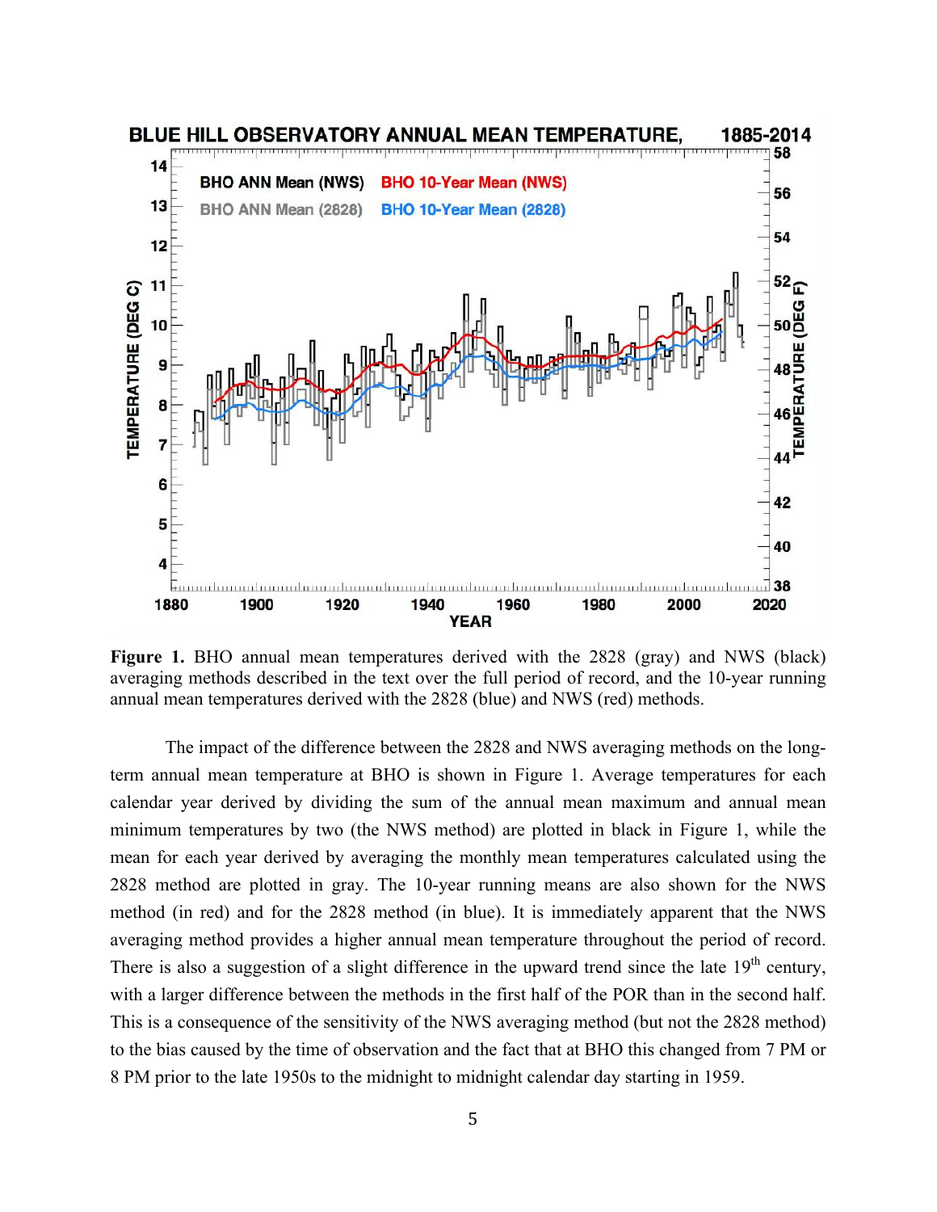**Figure 1.** BHO annual mean temperatures derived with the 2828 (gray) and NWS (black) averaging methods described in the text over the full period of record, and the 10-year running annual mean temperatures derived with the 2828 (blue) and NWS (red) methods.

The impact of the difference between the 2828 and NWS averaging methods on the long-term annual mean temperature at BHO is shown in Figure 1. Average temperatures for each calendar year derived by dividing the sum of the annual mean maximum and annual mean minimum temperatures by two (the NWS method) are plotted in black in Figure 1, while the mean for each year derived by averaging the monthly mean temperatures calculated using the 2828 method are plotted in gray. The 10-year running means are also shown for the NWS method (in red) and for the 2828 method (in blue). It is immediately apparent that the NWS averaging method provides a higher annual mean temperature throughout the period of record. There is also a suggestion of a slight difference in the upward trend since the late 19th century, with a larger difference between the methods in the first half of the POR than in the second half. This is a consequence of the sensitivity of the NWS averaging method (but not the 2828 method) to the bias caused by the time of observation and the fact that at BHO this changed from 7 PM or 8 PM prior to the late 1950s to the midnight to midnight calendar day starting in 1959.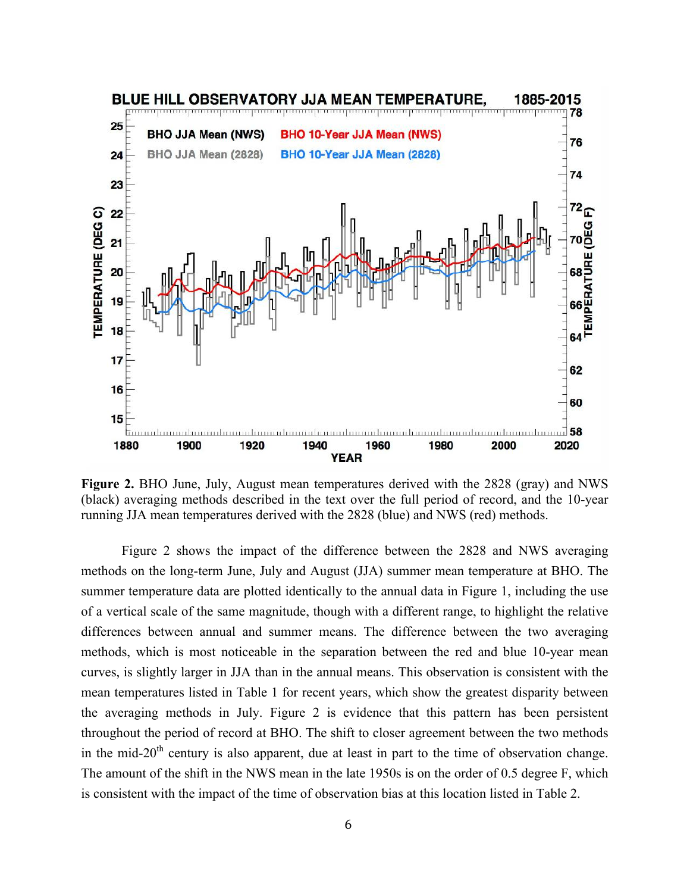**Figure 2.** BHO June, July, August mean temperatures derived with the 2828 (gray) and NWS (black) averaging methods described in the text over the full period of record, and the 10-year running JJA mean temperatures derived with the 2828 (blue) and NWS (red) methods.

Figure 2 shows the impact of the difference between the 2828 and NWS averaging methods on the long-term June, July and August (JJA) summer mean temperature at BHO. The summer temperature data are plotted identically to the annual data in Figure 1, including the use of a vertical scale of the same magnitude, though with a different range, to highlight the relative differences between annual and summer means. The difference between the two averaging methods, which is most noticeable in the separation between the red and blue 10-year mean curves, is slightly larger in JJA than in the annual means. This observation is consistent with the mean temperatures listed in Table 1 for recent years, which show the greatest disparity between the averaging methods in July. Figure 2 is evidence that this pattern has been persistent throughout the period of record at BHO. The shift to closer agreement between the two methods in the mid-20th century is also apparent, due at least in part to the time of observation change. The amount of the shift in the NWS mean in the late 1950s is on the order of 0.5 degree F, which is consistent with the impact of the time of observation bias at this location listed in Table 2.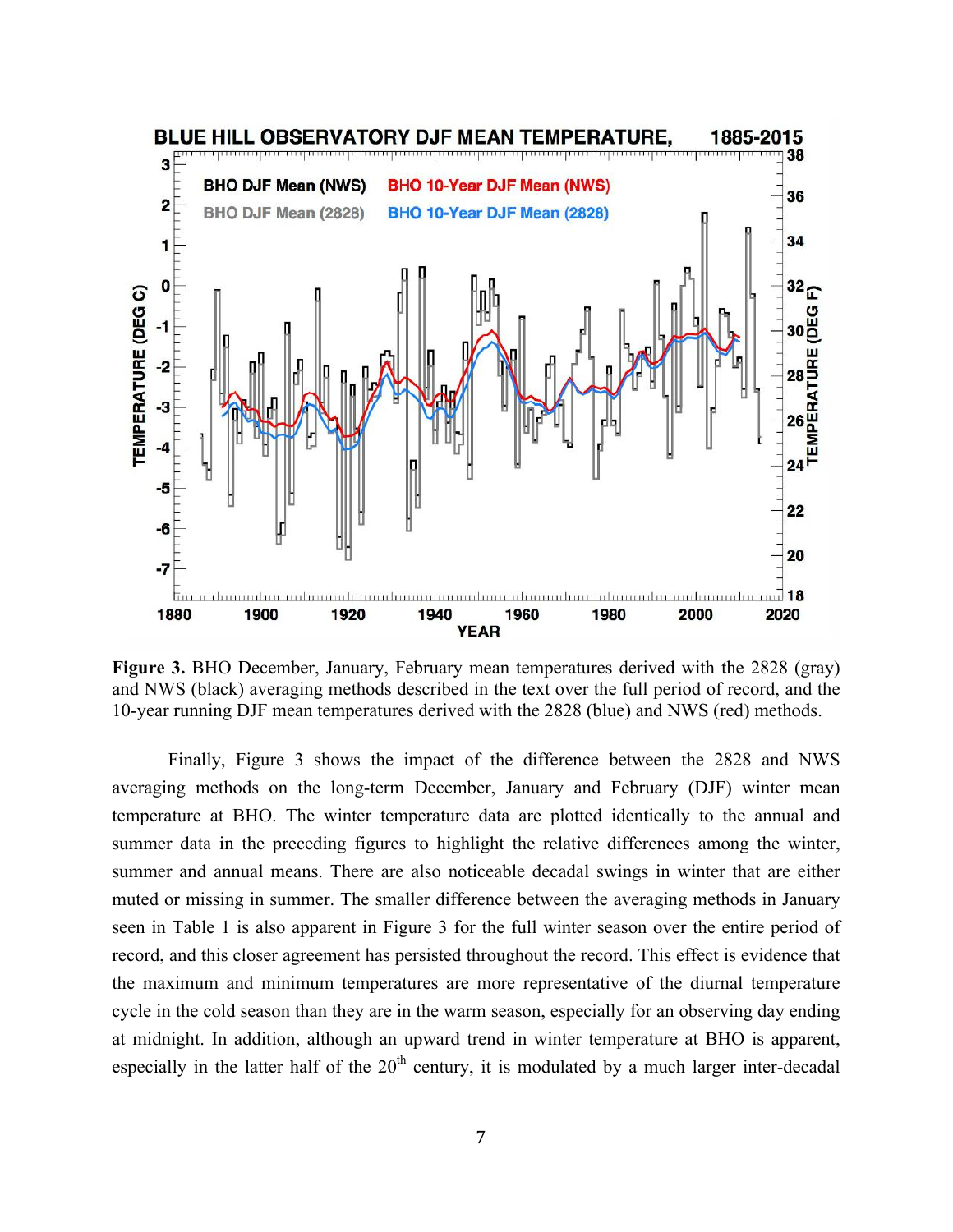**Figure 3.** BHO December, January, February mean temperatures derived with the 2828 (gray) and NWS (black) averaging methods described in the text over the full period of record, and the 10-year running DJF mean temperatures derived with the 2828 (blue) and NWS (red) methods.

Finally, Figure 3 shows the impact of the difference between the 2828 and NWS averaging methods on the long-term December, January and February (DJF) winter mean temperature at BHO. The winter temperature data are plotted identically to the annual and summer data in the preceding figures to highlight the relative differences among the winter, summer and annual means. There are also noticeable decadal swings in winter that are either muted or missing in summer. The smaller difference between the averaging methods in January seen in Table 1 is also apparent in Figure 3 for the full winter season over the entire period of record, and this closer agreement has persisted throughout the record. This effect is evidence that the maximum and minimum temperatures are more representative of the diurnal temperature cycle in the cold season than they are in the warm season, especially for an observing day ending at midnight. In addition, although an upward trend in winter temperature at BHO is apparent, especially in the latter half of the 20th century, it is modulated by a much larger inter-decadal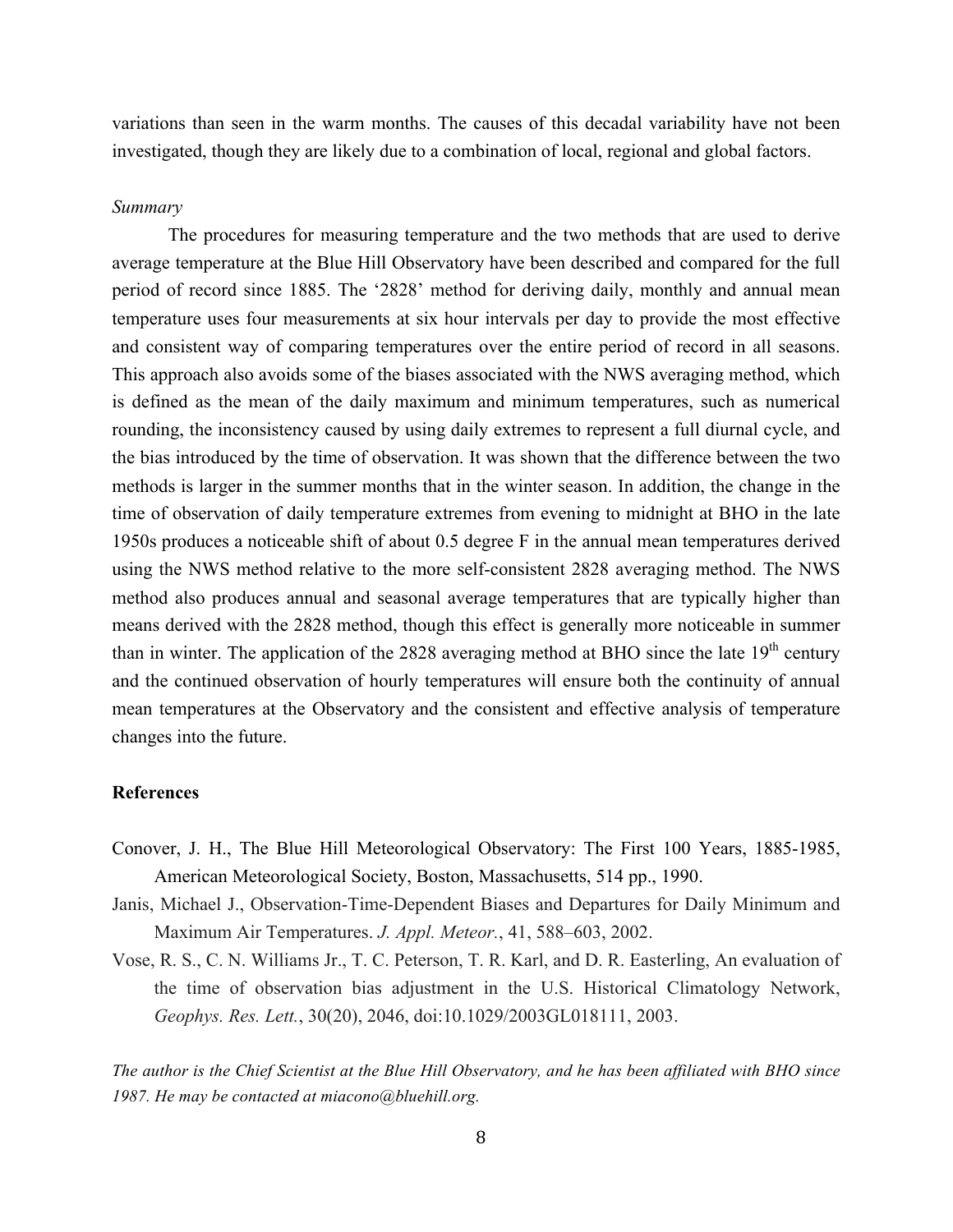variations than seen in the warm months. The causes of this decadal variability have not been investigated, though they are likely due to a combination of local, regional and global factors.

*Summary*

The procedures for measuring temperature and the two methods that are used to derive average temperature at the Blue Hill Observatory have been described and compared for the full period of record since 1885. The '2828' method for deriving daily, monthly and annual mean temperature uses four measurements at six hour intervals per day to provide the most effective and consistent way of comparing temperatures over the entire period of record in all seasons. This approach also avoids some of the biases associated with the NWS averaging method, which is defined as the mean of the daily maximum and minimum temperatures, such as numerical rounding, the inconsistency caused by using daily extremes to represent a full diurnal cycle, and the bias introduced by the time of observation. It was shown that the difference between the two methods is larger in the summer months that in the winter season. In addition, the change in the time of observation of daily temperature extremes from evening to midnight at BHO in the late 1950s produces a noticeable shift of about 0.5 degree F in the annual mean temperatures derived using the NWS method relative to the more self-consistent 2828 averaging method. The NWS method also produces annual and seasonal average temperatures that are typically higher than means derived with the 2828 method, though this effect is generally more noticeable in summer than in winter. The application of the 2828 averaging method at BHO since the late 19th century and the continued observation of hourly temperatures will ensure both the continuity of annual mean temperatures at the Observatory and the consistent and effective analysis of temperature changes into the future.

## References

Conover, J. H., The Blue Hill Meteorological Observatory: The First 100 Years, 1885-1985, American Meteorological Society, Boston, Massachusetts, 514 pp., 1990.

Janis, Michael J., Observation-Time-Dependent Biases and Departures for Daily Minimum and Maximum Air Temperatures. *J. Appl. Meteor.*, 41, 588–603, 2002.

Vose, R. S., C. N. Williams Jr., T. C. Peterson, T. R. Karl, and D. R. Easterling, An evaluation of the time of observation bias adjustment in the U.S. Historical Climatology Network, *Geophys. Res. Lett.*, 30(20), 2046, doi:10.1029/2003GL018111, 2003.

*The author is the Chief Scientist at the Blue Hill Observatory, and he has been affiliated with BHO since 1987. He may be contacted at miacono@bluehill.org.*